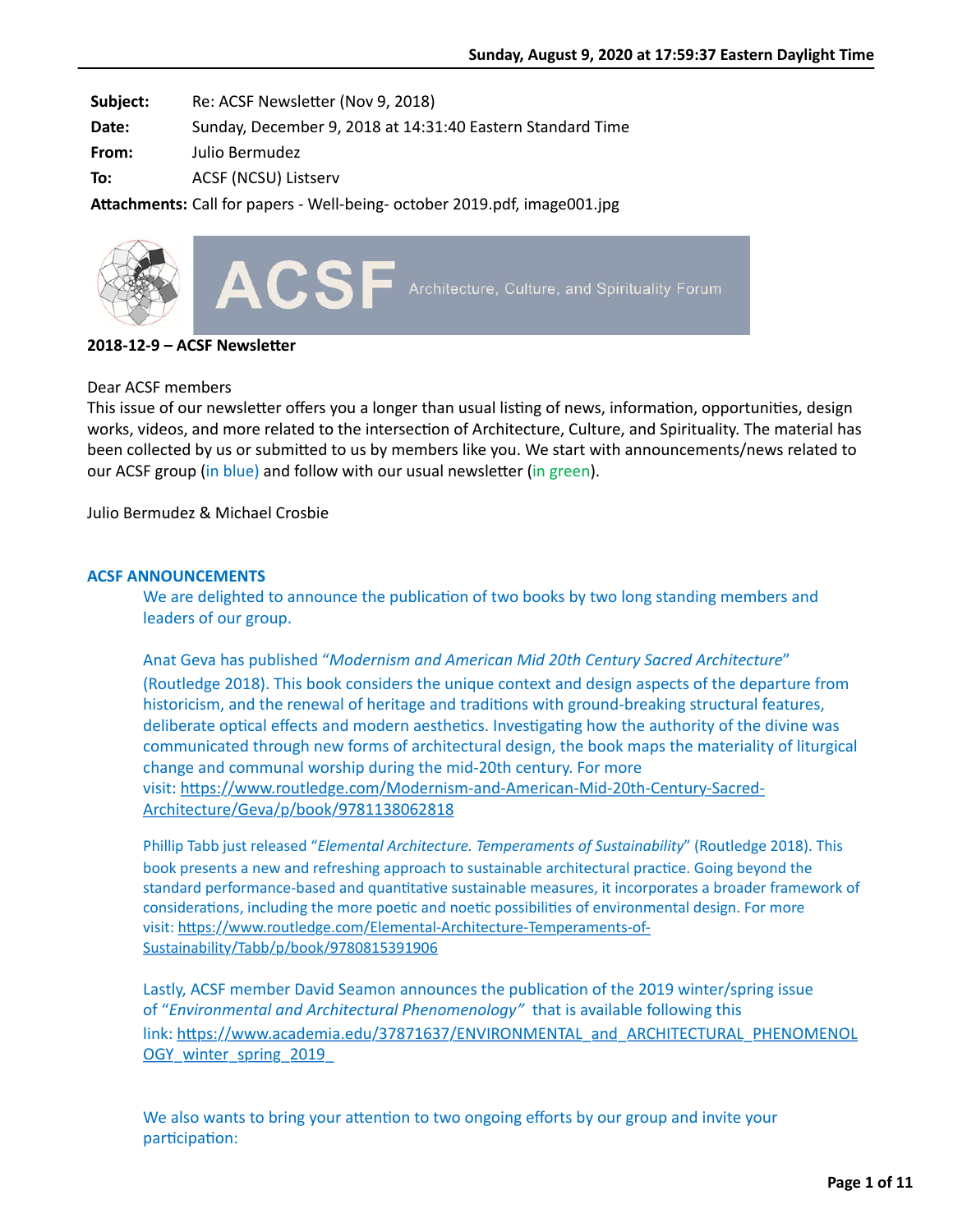Sunday, August 9, 2020 at 17:59:37 Eastern Daylight Time

**Subject:** Re: ACSF Newsletter (Nov 9, 2018)
**Date:** Sunday, December 9, 2018 at 14:31:40 Eastern Standard Time
**From:** Julio Bermudez
**To:** ACSF (NCSU) Listserv
**Attachments:** Call for papers - Well-being- october 2019.pdf, image001.jpg

ACSF Architecture, Culture, and Spirituality Forum

**2018-12-9 – ACSF Newsletter**

Dear ACSF members
This issue of our newsletter offers you a longer than usual listing of news, information, opportunities, design works, videos, and more related to the intersection of Architecture, Culture, and Spirituality. The material has been collected by us or submitted to us by members like you. We start with announcements/news related to our ACSF group (in blue) and follow with our usual newsletter (in green).

Julio Bermudez & Michael Crosbie

## ACSF ANNOUNCEMENTS

We are delighted to announce the publication of two books by two long standing members and leaders of our group.

Anat Geva has published "*Modernism and American Mid 20th Century Sacred Architecture*" (Routledge 2018). This book considers the unique context and design aspects of the departure from historicism, and the renewal of heritage and traditions with ground-breaking structural features, deliberate optical effects and modern aesthetics. Investigating how the authority of the divine was communicated through new forms of architectural design, the book maps the materiality of liturgical change and communal worship during the mid-20th century. For more visit: https://www.routledge.com/Modernism-and-American-Mid-20th-Century-Sacred-Architecture/Geva/p/book/9781138062818

Phillip Tabb just released "*Elemental Architecture. Temperaments of Sustainability*" (Routledge 2018). This book presents a new and refreshing approach to sustainable architectural practice. Going beyond the standard performance-based and quantitative sustainable measures, it incorporates a broader framework of considerations, including the more poetic and noetic possibilities of environmental design. For more visit: https://www.routledge.com/Elemental-Architecture-Temperaments-of-Sustainability/Tabb/p/book/9780815391906

Lastly, ACSF member David Seamon announces the publication of the 2019 winter/spring issue of "*Environmental and Architectural Phenomenology*" that is available following this link: https://www.academia.edu/37871637/ENVIRONMENTAL_and_ARCHITECTURAL_PHENOMENOLOGY_winter_spring_2019_

We also wants to bring your attention to two ongoing efforts by our group and invite your participation: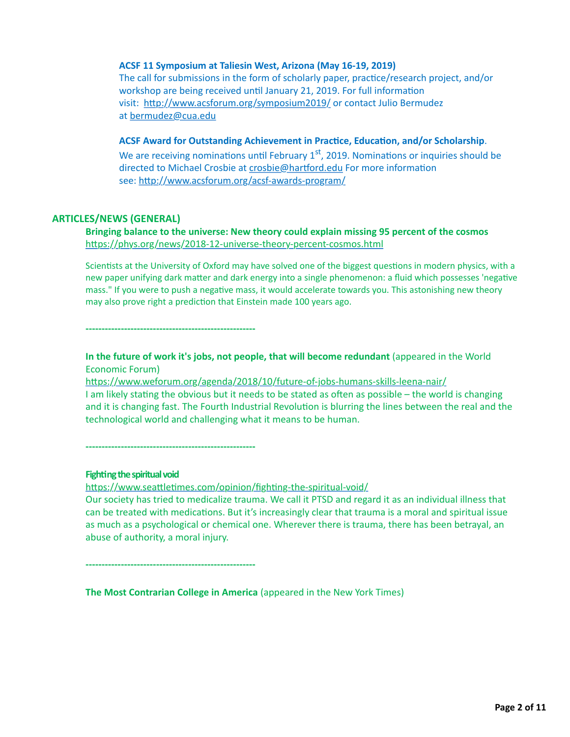**ACSF 11 Symposium at Taliesin West, Arizona (May 16-19, 2019)**
The call for submissions in the form of scholarly paper, practice/research project, and/or workshop are being received until January 21, 2019. For full information visit: http://www.acsforum.org/symposium2019/ or contact Julio Bermudez at bermudez@cua.edu

**ACSF Award for Outstanding Achievement in Practice, Education, and/or Scholarship**.
We are receiving nominations until February 1st, 2019. Nominations or inquiries should be directed to Michael Crosbie at crosbie@hartford.edu For more information see: http://www.acsforum.org/acsf-awards-program/

## ARTICLES/NEWS (GENERAL)

**Bringing balance to the universe: New theory could explain missing 95 percent of the cosmos**
https://phys.org/news/2018-12-universe-theory-percent-cosmos.html

Scientists at the University of Oxford may have solved one of the biggest questions in modern physics, with a new paper unifying dark matter and dark energy into a single phenomenon: a fluid which possesses 'negative mass." If you were to push a negative mass, it would accelerate towards you. This astonishing new theory may also prove right a prediction that Einstein made 100 years ago.

----------------------------------------------------

**In the future of work it's jobs, not people, that will become redundant** (appeared in the World Economic Forum)
https://www.weforum.org/agenda/2018/10/future-of-jobs-humans-skills-leena-nair/
I am likely stating the obvious but it needs to be stated as often as possible – the world is changing and it is changing fast. The Fourth Industrial Revolution is blurring the lines between the real and the technological world and challenging what it means to be human.

----------------------------------------------------

**Fighting the spiritual void**
https://www.seattletimes.com/opinion/fighting-the-spiritual-void/
Our society has tried to medicalize trauma. We call it PTSD and regard it as an individual illness that can be treated with medications. But it's increasingly clear that trauma is a moral and spiritual issue as much as a psychological or chemical one. Wherever there is trauma, there has been betrayal, an abuse of authority, a moral injury.

----------------------------------------------------

**The Most Contrarian College in America** (appeared in the New York Times)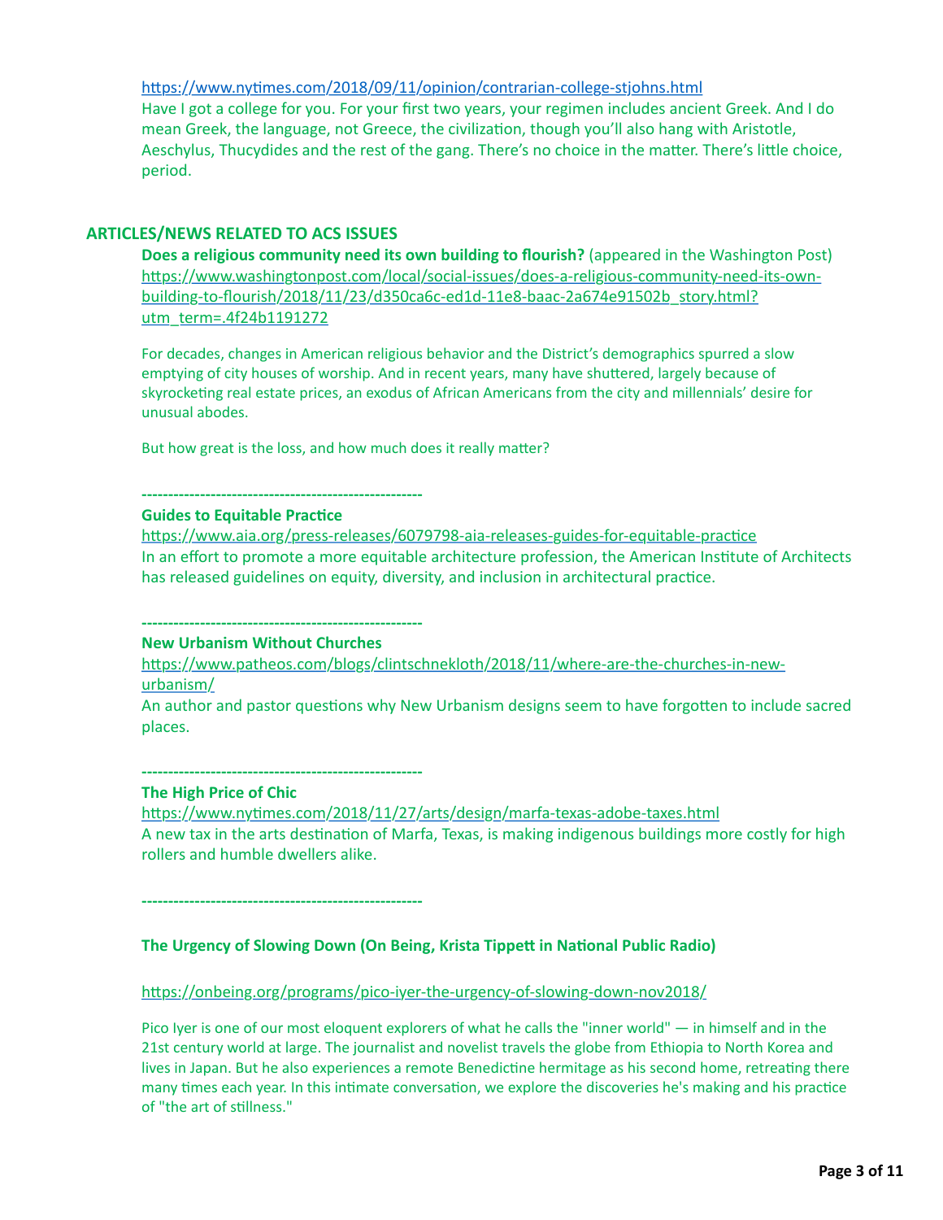https://www.nytimes.com/2018/09/11/opinion/contrarian-college-stjohns.html

Have I got a college for you. For your first two years, your regimen includes ancient Greek. And I do mean Greek, the language, not Greece, the civilization, though you'll also hang with Aristotle, Aeschylus, Thucydides and the rest of the gang. There's no choice in the matter. There's little choice, period.

## ARTICLES/NEWS RELATED TO ACS ISSUES

**Does a religious community need its own building to flourish?** (appeared in the Washington Post)
https://www.washingtonpost.com/local/social-issues/does-a-religious-community-need-its-own-building-to-flourish/2018/11/23/d350ca6c-ed1d-11e8-baac-2a674e91502b_story.html?utm_term=.4f24b1191272

For decades, changes in American religious behavior and the District's demographics spurred a slow emptying of city houses of worship. And in recent years, many have shuttered, largely because of skyrocketing real estate prices, an exodus of African Americans from the city and millennials' desire for unusual abodes.

But how great is the loss, and how much does it really matter?

----------------------------------------------------

**Guides to Equitable Practice**
https://www.aia.org/press-releases/6079798-aia-releases-guides-for-equitable-practice
In an effort to promote a more equitable architecture profession, the American Institute of Architects has released guidelines on equity, diversity, and inclusion in architectural practice.

----------------------------------------------------

**New Urbanism Without Churches**
https://www.patheos.com/blogs/clintschnekloth/2018/11/where-are-the-churches-in-new-urbanism/
An author and pastor questions why New Urbanism designs seem to have forgotten to include sacred places.

----------------------------------------------------

**The High Price of Chic**
https://www.nytimes.com/2018/11/27/arts/design/marfa-texas-adobe-taxes.html
A new tax in the arts destination of Marfa, Texas, is making indigenous buildings more costly for high rollers and humble dwellers alike.

----------------------------------------------------

**The Urgency of Slowing Down (On Being, Krista Tippett in National Public Radio)**

https://onbeing.org/programs/pico-iyer-the-urgency-of-slowing-down-nov2018/

Pico Iyer is one of our most eloquent explorers of what he calls the "inner world" — in himself and in the 21st century world at large. The journalist and novelist travels the globe from Ethiopia to North Korea and lives in Japan. But he also experiences a remote Benedictine hermitage as his second home, retreating there many times each year. In this intimate conversation, we explore the discoveries he's making and his practice of "the art of stillness."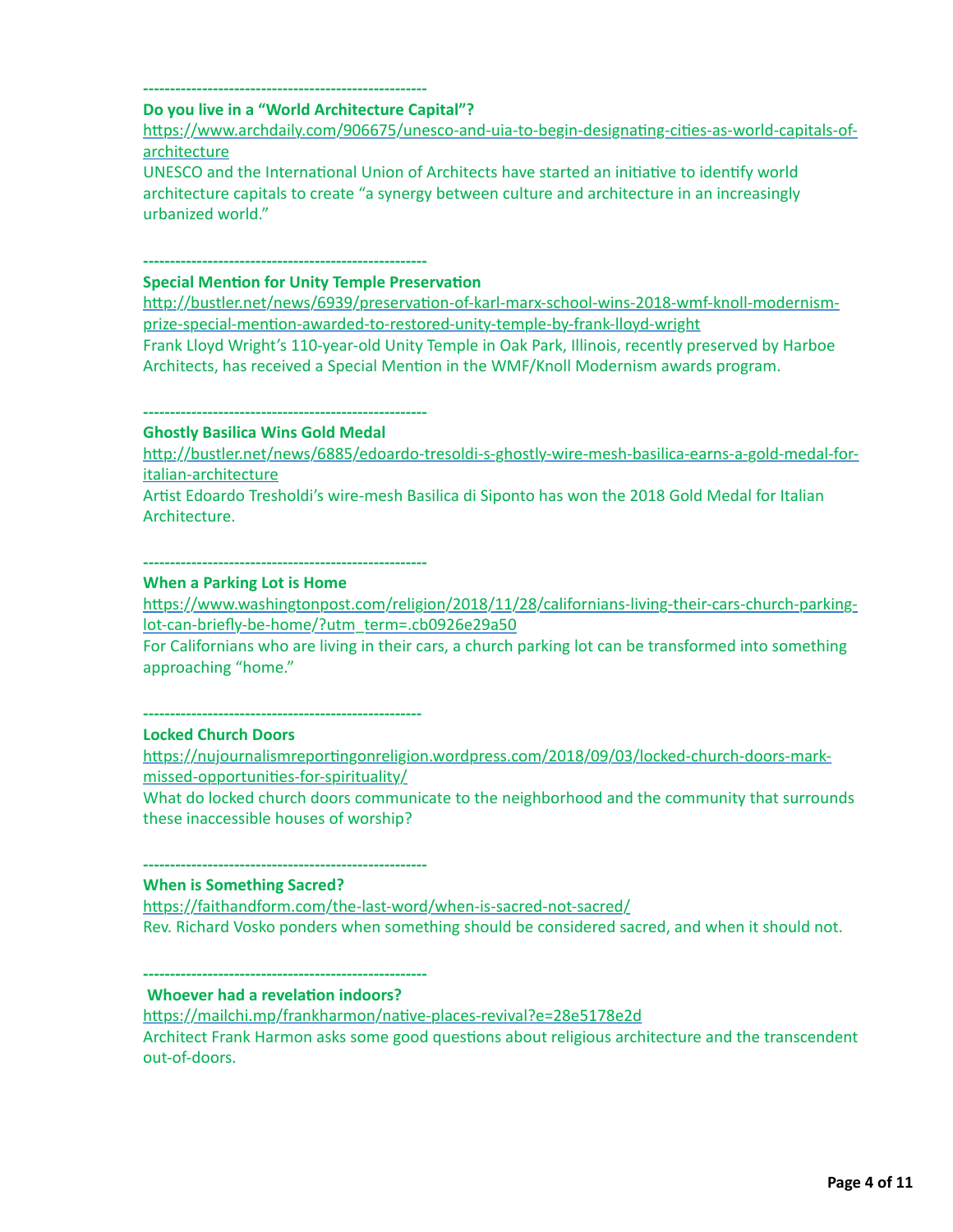-----------------------------------------------------

**Do you live in a "World Architecture Capital"?**

https://www.archdaily.com/906675/unesco-and-uia-to-begin-designating-cities-as-world-capitals-of-architecture

UNESCO and the International Union of Architects have started an initiative to identify world architecture capitals to create "a synergy between culture and architecture in an increasingly urbanized world."

-----------------------------------------------------

**Special Mention for Unity Temple Preservation**

http://bustler.net/news/6939/preservation-of-karl-marx-school-wins-2018-wmf-knoll-modernism-prize-special-mention-awarded-to-restored-unity-temple-by-frank-lloyd-wright

Frank Lloyd Wright's 110-year-old Unity Temple in Oak Park, Illinois, recently preserved by Harboe Architects, has received a Special Mention in the WMF/Knoll Modernism awards program.

-----------------------------------------------------

**Ghostly Basilica Wins Gold Medal**

http://bustler.net/news/6885/edoardo-tresoldi-s-ghostly-wire-mesh-basilica-earns-a-gold-medal-for-italian-architecture

Artist Edoardo Tresholdi's wire-mesh Basilica di Siponto has won the 2018 Gold Medal for Italian Architecture.

-----------------------------------------------------

**When a Parking Lot is Home**

https://www.washingtonpost.com/religion/2018/11/28/californians-living-their-cars-church-parking-lot-can-briefly-be-home/?utm_term=.cb0926e29a50

For Californians who are living in their cars, a church parking lot can be transformed into something approaching "home."

-----------------------------------------------------

**Locked Church Doors**

https://nujournalismreportingonreligion.wordpress.com/2018/09/03/locked-church-doors-mark-missed-opportunities-for-spirituality/

What do locked church doors communicate to the neighborhood and the community that surrounds these inaccessible houses of worship?

-----------------------------------------------------

**When is Something Sacred?**

https://faithandform.com/the-last-word/when-is-sacred-not-sacred/

Rev. Richard Vosko ponders when something should be considered sacred, and when it should not.

-----------------------------------------------------

**Whoever had a revelation indoors?**

https://mailchi.mp/frankharmon/native-places-revival?e=28e5178e2d

Architect Frank Harmon asks some good questions about religious architecture and the transcendent out-of-doors.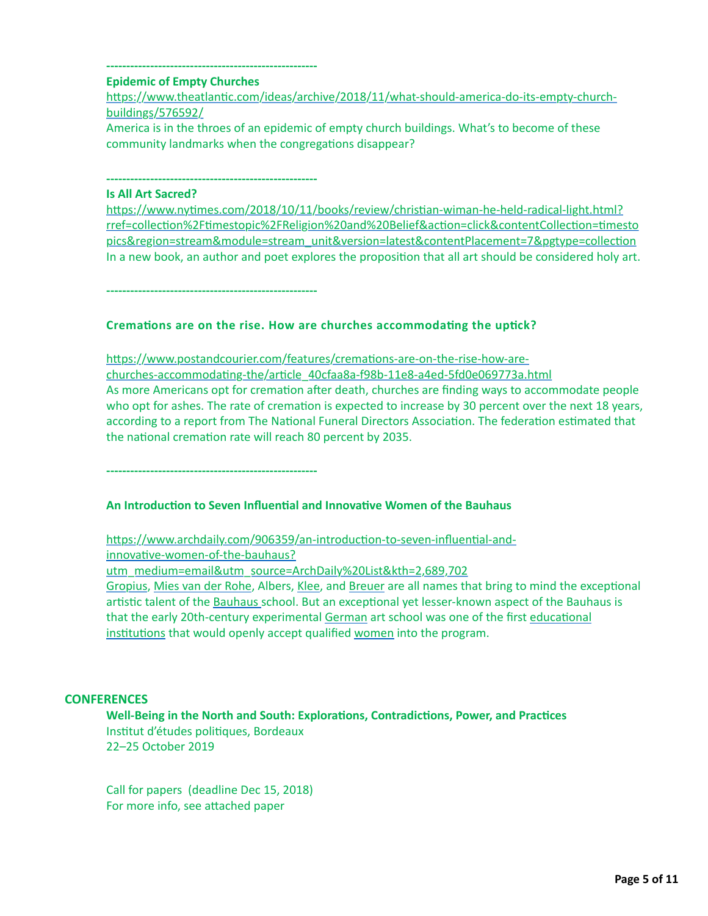----------------------------------------------------

**Epidemic of Empty Churches**

https://www.theatlantic.com/ideas/archive/2018/11/what-should-america-do-its-empty-church-buildings/576592/

America is in the throes of an epidemic of empty church buildings. What's to become of these community landmarks when the congregations disappear?

----------------------------------------------------

**Is All Art Sacred?**

https://www.nytimes.com/2018/10/11/books/review/christian-wiman-he-held-radical-light.html?rref=collection%2Ftimestopic%2FReligion%20and%20Belief&action=click&contentCollection=timestopics&region=stream&module=stream_unit&version=latest&contentPlacement=7&pgtype=collection

In a new book, an author and poet explores the proposition that all art should be considered holy art.

----------------------------------------------------

**Cremations are on the rise. How are churches accommodating the uptick?**

https://www.postandcourier.com/features/cremations-are-on-the-rise-how-are-churches-accommodating-the/article_40cfaa8a-f98b-11e8-a4ed-5fd0e069773a.html

As more Americans opt for cremation after death, churches are finding ways to accommodate people who opt for ashes. The rate of cremation is expected to increase by 30 percent over the next 18 years, according to a report from The National Funeral Directors Association. The federation estimated that the national cremation rate will reach 80 percent by 2035.

----------------------------------------------------

**An Introduction to Seven Influential and Innovative Women of the Bauhaus**

https://www.archdaily.com/906359/an-introduction-to-seven-influential-and-innovative-women-of-the-bauhaus?utm_medium=email&utm_source=ArchDaily%20List&kth=2,689,702

Gropius, Mies van der Rohe, Albers, Klee, and Breuer are all names that bring to mind the exceptional artistic talent of the Bauhaus school. But an exceptional yet lesser-known aspect of the Bauhaus is that the early 20th-century experimental German art school was one of the first educational institutions that would openly accept qualified women into the program.

## CONFERENCES

**Well-Being in the North and South: Explorations, Contradictions, Power, and Practices**
Institut d'études politiques, Bordeaux
22–25 October 2019

Call for papers (deadline Dec 15, 2018)
For more info, see attached paper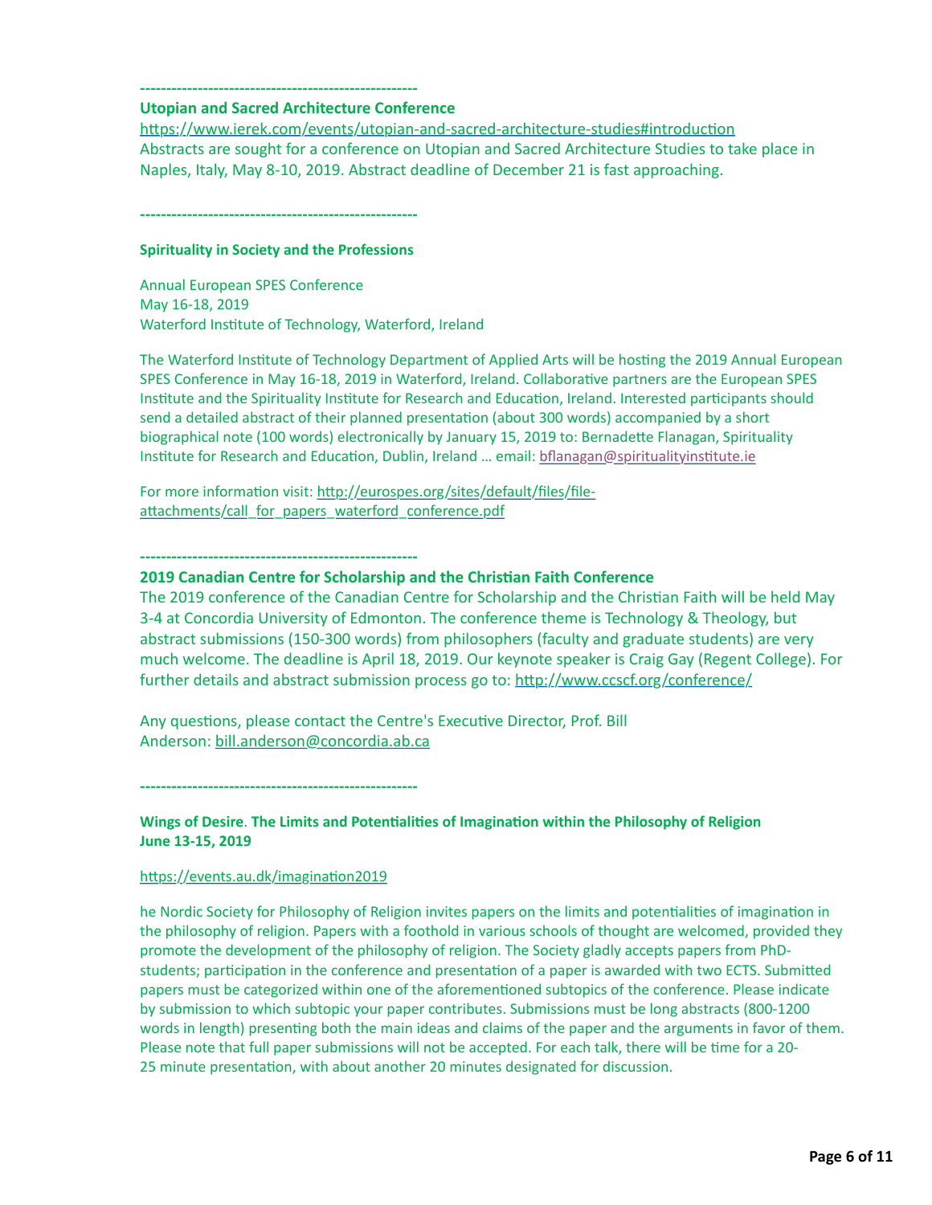----------------------------------------------------

**Utopian and Sacred Architecture Conference**

https://www.ierek.com/events/utopian-and-sacred-architecture-studies#introduction

Abstracts are sought for a conference on Utopian and Sacred Architecture Studies to take place in Naples, Italy, May 8-10, 2019. Abstract deadline of December 21 is fast approaching.

----------------------------------------------------

**Spirituality in Society and the Professions**

Annual European SPES Conference
May 16-18, 2019
Waterford Institute of Technology, Waterford, Ireland

The Waterford Institute of Technology Department of Applied Arts will be hosting the 2019 Annual European SPES Conference in May 16-18, 2019 in Waterford, Ireland. Collaborative partners are the European SPES Institute and the Spirituality Institute for Research and Education, Ireland. Interested participants should send a detailed abstract of their planned presentation (about 300 words) accompanied by a short biographical note (100 words) electronically by January 15, 2019 to: Bernadette Flanagan, Spirituality Institute for Research and Education, Dublin, Ireland … email: bflanagan@spiritualityinstitute.ie

For more information visit: http://eurospes.org/sites/default/files/file-attachments/call_for_papers_waterford_conference.pdf

----------------------------------------------------

**2019 Canadian Centre for Scholarship and the Christian Faith Conference**

The 2019 conference of the Canadian Centre for Scholarship and the Christian Faith will be held May 3-4 at Concordia University of Edmonton. The conference theme is Technology & Theology, but abstract submissions (150-300 words) from philosophers (faculty and graduate students) are very much welcome. The deadline is April 18, 2019. Our keynote speaker is Craig Gay (Regent College). For further details and abstract submission process go to: http://www.ccscf.org/conference/

Any questions, please contact the Centre's Executive Director, Prof. Bill Anderson: bill.anderson@concordia.ab.ca

----------------------------------------------------

**Wings of Desire. The Limits and Potentialities of Imagination within the Philosophy of Religion**
**June 13-15, 2019**

https://events.au.dk/imagination2019

he Nordic Society for Philosophy of Religion invites papers on the limits and potentialities of imagination in the philosophy of religion. Papers with a foothold in various schools of thought are welcomed, provided they promote the development of the philosophy of religion. The Society gladly accepts papers from PhD-students; participation in the conference and presentation of a paper is awarded with two ECTS. Submitted papers must be categorized within one of the aforementioned subtopics of the conference. Please indicate by submission to which subtopic your paper contributes. Submissions must be long abstracts (800-1200 words in length) presenting both the main ideas and claims of the paper and the arguments in favor of them. Please note that full paper submissions will not be accepted. For each talk, there will be time for a 20-25 minute presentation, with about another 20 minutes designated for discussion.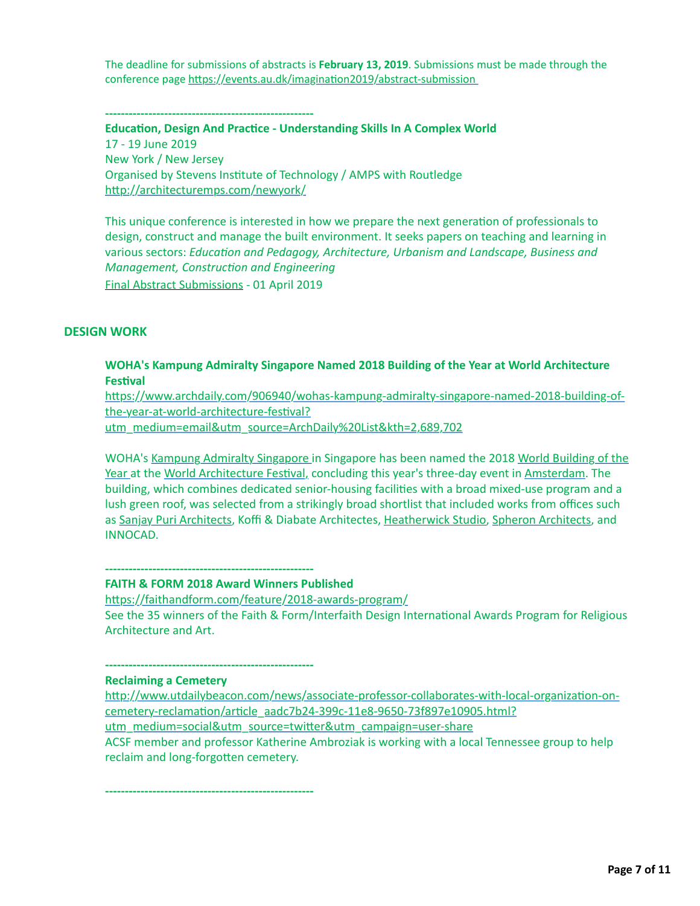The deadline for submissions of abstracts is **February 13, 2019**. Submissions must be made through the conference page https://events.au.dk/imagination2019/abstract-submission

-----------------------------------------------------

**Education, Design And Practice - Understanding Skills In A Complex World**
17 - 19 June 2019
New York / New Jersey
Organised by Stevens Institute of Technology / AMPS with Routledge
http://architecturemps.com/newyork/

This unique conference is interested in how we prepare the next generation of professionals to design, construct and manage the built environment. It seeks papers on teaching and learning in various sectors: *Education and Pedagogy, Architecture, Urbanism and Landscape, Business and Management, Construction and Engineering*
Final Abstract Submissions - 01 April 2019

## DESIGN WORK

**WOHA's Kampung Admiralty Singapore Named 2018 Building of the Year at World Architecture Festival**
https://www.archdaily.com/906940/wohas-kampung-admiralty-singapore-named-2018-building-of-the-year-at-world-architecture-festival?utm_medium=email&utm_source=ArchDaily%20List&kth=2,689,702

WOHA's Kampung Admiralty Singapore in Singapore has been named the 2018 World Building of the Year at the World Architecture Festival, concluding this year's three-day event in Amsterdam. The building, which combines dedicated senior-housing facilities with a broad mixed-use program and a lush green roof, was selected from a strikingly broad shortlist that included works from offices such as Sanjay Puri Architects, Koffi & Diabate Architectes, Heatherwick Studio, Spheron Architects, and INNOCAD.

-----------------------------------------------------

**FAITH & FORM 2018 Award Winners Published**
https://faithandform.com/feature/2018-awards-program/
See the 35 winners of the Faith & Form/Interfaith Design International Awards Program for Religious Architecture and Art.

-----------------------------------------------------

**Reclaiming a Cemetery**
http://www.utdailybeacon.com/news/associate-professor-collaborates-with-local-organization-on-cemetery-reclamation/article_aadc7b24-399c-11e8-9650-73f897e10905.html?utm_medium=social&utm_source=twitter&utm_campaign=user-share
ACSF member and professor Katherine Ambroziak is working with a local Tennessee group to help reclaim and long-forgotten cemetery.

-----------------------------------------------------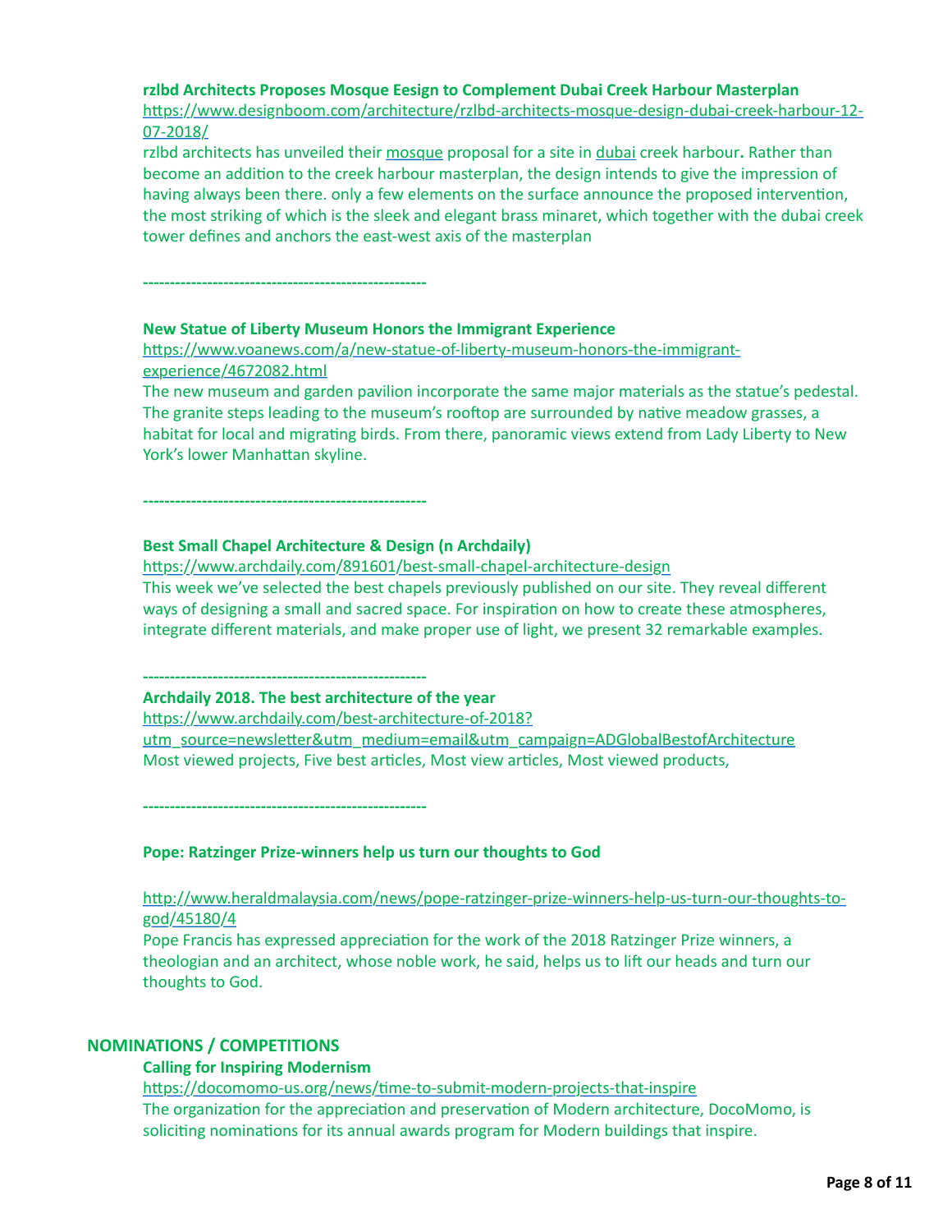**rzlbd Architects Proposes Mosque Eesign to Complement Dubai Creek Harbour Masterplan**

https://www.designboom.com/architecture/rzlbd-architects-mosque-design-dubai-creek-harbour-12-07-2018/

rzlbd architects has unveiled their mosque proposal for a site in dubai creek harbour. Rather than become an addition to the creek harbour masterplan, the design intends to give the impression of having always been there. only a few elements on the surface announce the proposed intervention, the most striking of which is the sleek and elegant brass minaret, which together with the dubai creek tower defines and anchors the east-west axis of the masterplan

----------------------------------------------------

**New Statue of Liberty Museum Honors the Immigrant Experience**

https://www.voanews.com/a/new-statue-of-liberty-museum-honors-the-immigrant-experience/4672082.html

The new museum and garden pavilion incorporate the same major materials as the statue's pedestal. The granite steps leading to the museum's rooftop are surrounded by native meadow grasses, a habitat for local and migrating birds. From there, panoramic views extend from Lady Liberty to New York's lower Manhattan skyline.

----------------------------------------------------

**Best Small Chapel Architecture & Design (n Archdaily)**

https://www.archdaily.com/891601/best-small-chapel-architecture-design

This week we've selected the best chapels previously published on our site. They reveal different ways of designing a small and sacred space. For inspiration on how to create these atmospheres, integrate different materials, and make proper use of light, we present 32 remarkable examples.

----------------------------------------------------

**Archdaily 2018. The best architecture of the year**

https://www.archdaily.com/best-architecture-of-2018?utm_source=newsletter&utm_medium=email&utm_campaign=ADGlobalBestofArchitecture

Most viewed projects, Five best articles, Most view articles, Most viewed products,

----------------------------------------------------

**Pope: Ratzinger Prize-winners help us turn our thoughts to God**

http://www.heraldmalaysia.com/news/pope-ratzinger-prize-winners-help-us-turn-our-thoughts-to-god/45180/4

Pope Francis has expressed appreciation for the work of the 2018 Ratzinger Prize winners, a theologian and an architect, whose noble work, he said, helps us to lift our heads and turn our thoughts to God.

## NOMINATIONS / COMPETITIONS

**Calling for Inspiring Modernism**

https://docomomo-us.org/news/time-to-submit-modern-projects-that-inspire

The organization for the appreciation and preservation of Modern architecture, DocoMomo, is soliciting nominations for its annual awards program for Modern buildings that inspire.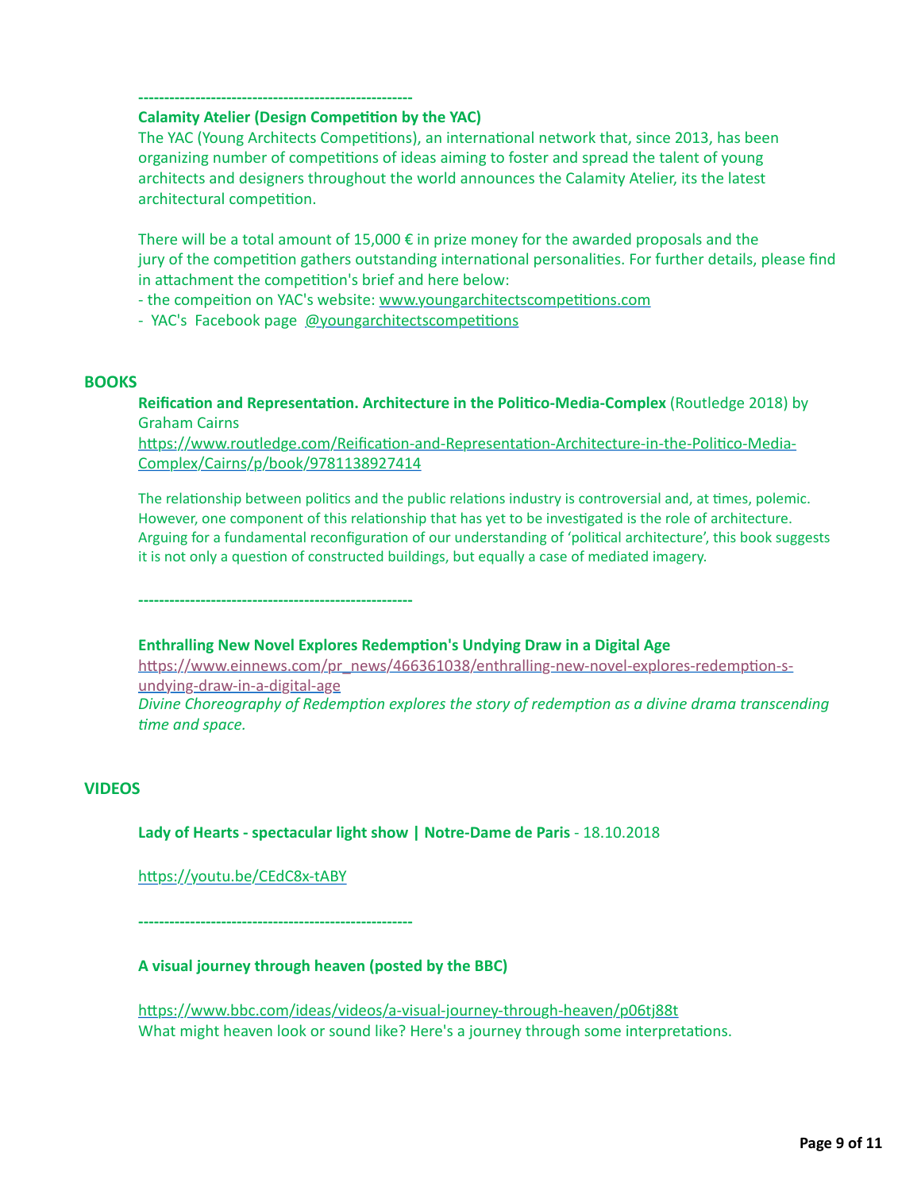----------------------------------------------------

**Calamity Atelier (Design Competition by the YAC)**

The YAC (Young Architects Competitions), an international network that, since 2013, has been organizing number of competitions of ideas aiming to foster and spread the talent of young architects and designers throughout the world announces the Calamity Atelier, its the latest architectural competition.

There will be a total amount of 15,000 € in prize money for the awarded proposals and the jury of the competition gathers outstanding international personalities. For further details, please find in attachment the competition's brief and here below:

- the compeition on YAC's website: www.youngarchitectscompetitions.com
- YAC's Facebook page @youngarchitectscompetitions

## BOOKS

**Reification and Representation. Architecture in the Politico-Media-Complex** (Routledge 2018) by Graham Cairns
https://www.routledge.com/Reification-and-Representation-Architecture-in-the-Politico-Media-Complex/Cairns/p/book/9781138927414

The relationship between politics and the public relations industry is controversial and, at times, polemic. However, one component of this relationship that has yet to be investigated is the role of architecture. Arguing for a fundamental reconfiguration of our understanding of 'political architecture', this book suggests it is not only a question of constructed buildings, but equally a case of mediated imagery.

----------------------------------------------------

**Enthralling New Novel Explores Redemption's Undying Draw in a Digital Age**
https://www.einnews.com/pr_news/466361038/enthralling-new-novel-explores-redemption-s-undying-draw-in-a-digital-age
*Divine Choreography of Redemption explores the story of redemption as a divine drama transcending time and space.*

## VIDEOS

**Lady of Hearts - spectacular light show | Notre-Dame de Paris** - 18.10.2018

https://youtu.be/CEdC8x-tABY

----------------------------------------------------

**A visual journey through heaven (posted by the BBC)**

https://www.bbc.com/ideas/videos/a-visual-journey-through-heaven/p06tj88t
What might heaven look or sound like? Here's a journey through some interpretations.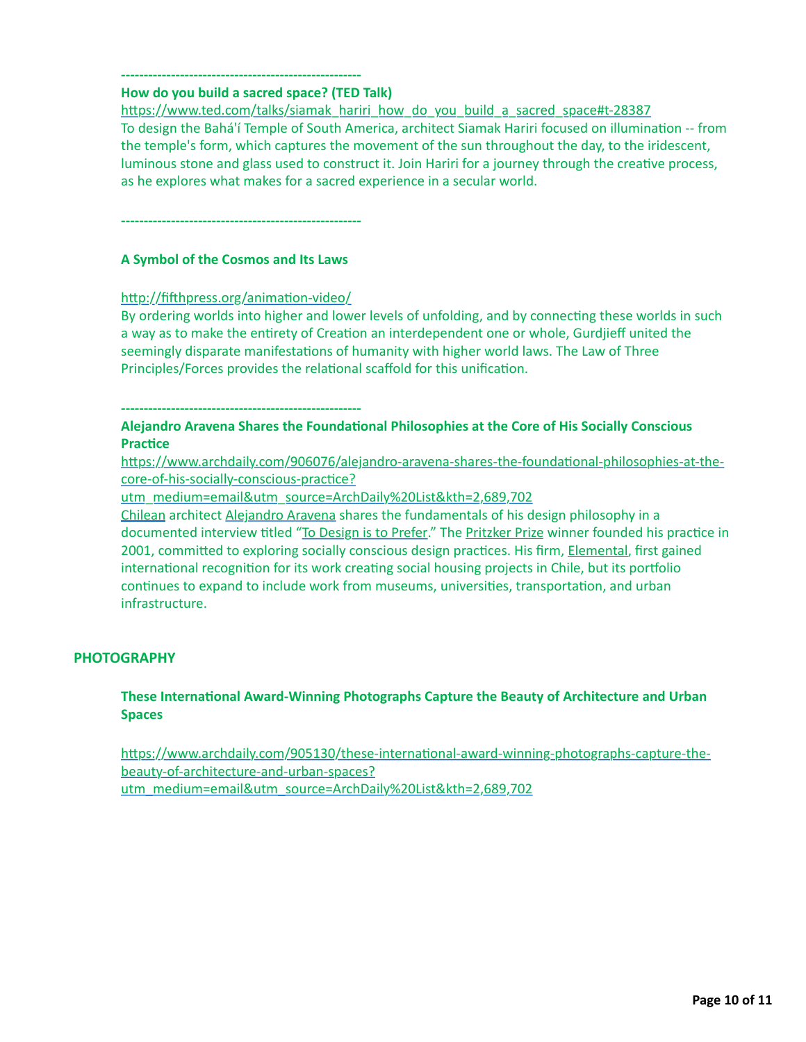-----------------------------------------------------

**How do you build a sacred space? (TED Talk)**

https://www.ted.com/talks/siamak_hariri_how_do_you_build_a_sacred_space#t-28387

To design the Bahá'í Temple of South America, architect Siamak Hariri focused on illumination -- from the temple's form, which captures the movement of the sun throughout the day, to the iridescent, luminous stone and glass used to construct it. Join Hariri for a journey through the creative process, as he explores what makes for a sacred experience in a secular world.

-----------------------------------------------------

**A Symbol of the Cosmos and Its Laws**

http://fifthpress.org/animation-video/

By ordering worlds into higher and lower levels of unfolding, and by connecting these worlds in such a way as to make the entirety of Creation an interdependent one or whole, Gurdjieff united the seemingly disparate manifestations of humanity with higher world laws. The Law of Three Principles/Forces provides the relational scaffold for this unification.

-----------------------------------------------------

**Alejandro Aravena Shares the Foundational Philosophies at the Core of His Socially Conscious Practice**

https://www.archdaily.com/906076/alejandro-aravena-shares-the-foundational-philosophies-at-the-core-of-his-socially-conscious-practice?utm_medium=email&utm_source=ArchDaily%20List&kth=2,689,702

Chilean architect Alejandro Aravena shares the fundamentals of his design philosophy in a documented interview titled "To Design is to Prefer." The Pritzker Prize winner founded his practice in 2001, committed to exploring socially conscious design practices. His firm, Elemental, first gained international recognition for its work creating social housing projects in Chile, but its portfolio continues to expand to include work from museums, universities, transportation, and urban infrastructure.

## PHOTOGRAPHY

**These International Award-Winning Photographs Capture the Beauty of Architecture and Urban Spaces**

https://www.archdaily.com/905130/these-international-award-winning-photographs-capture-the-beauty-of-architecture-and-urban-spaces?utm_medium=email&utm_source=ArchDaily%20List&kth=2,689,702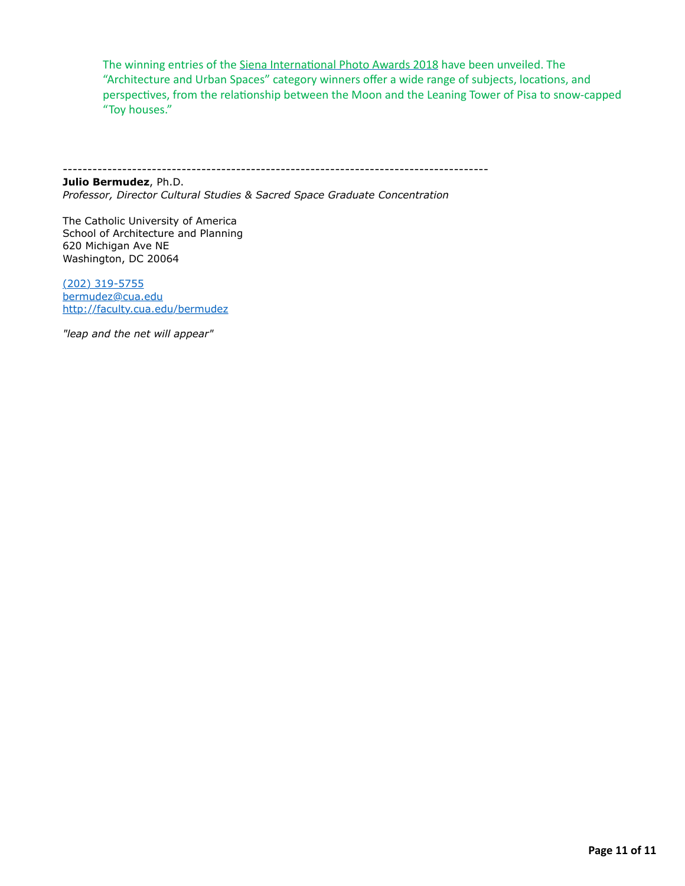The winning entries of the Siena International Photo Awards 2018 have been unveiled. The “Architecture and Urban Spaces” category winners offer a wide range of subjects, locations, and perspectives, from the relationship between the Moon and the Leaning Tower of Pisa to snow-capped “Toy houses.”

-------------------------------------------------------------------------------------

**Julio Bermudez**, Ph.D.
*Professor, Director Cultural Studies & Sacred Space Graduate Concentration*

The Catholic University of America
School of Architecture and Planning
620 Michigan Ave NE
Washington, DC 20064

(202) 319-5755
bermudez@cua.edu
http://faculty.cua.edu/bermudez

*"leap and the net will appear"*